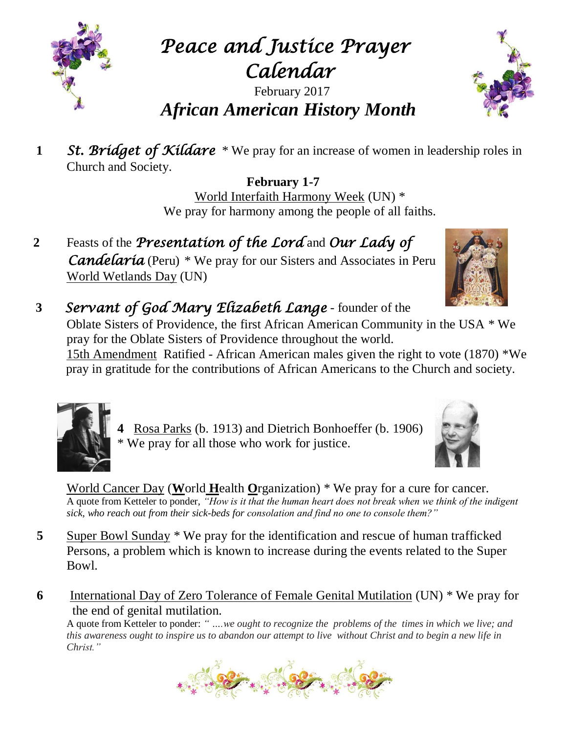# *Peace and Justice Prayer Calendar*

February 2017

## *African American History Month*

**1** *St. Bridget of Kildare* * We pray for an increase of women in leadership roles in Church and Society.

**February 1-7**

World Interfaith Harmony Week (UN) *
We pray for harmony among the people of all faiths.

**2** Feasts of the *Presentation of the Lord* and *Our Lady of Candelaria* (Peru) * We pray for our Sisters and Associates in Peru
World Wetlands Day (UN)

**3** *Servant of God Mary Elizabeth Lange* - founder of the Oblate Sisters of Providence, the first African American Community in the USA * We pray for the Oblate Sisters of Providence throughout the world.
15th Amendment Ratified - African American males given the right to vote (1870) *We pray in gratitude for the contributions of African Americans to the Church and society.

**4** Rosa Parks (b. 1913) and Dietrich Bonhoeffer (b. 1906) * We pray for all those who work for justice.

World Cancer Day (**W**orld **H**ealth **O**rganization) * We pray for a cure for cancer.
A quote from Ketteler to ponder, *"How is it that the human heart does not break when we think of the indigent sick, who reach out from their sick-beds for consolation and find no one to console them?"*

**5** Super Bowl Sunday * We pray for the identification and rescue of human trafficked Persons, a problem which is known to increase during the events related to the Super Bowl.

**6** International Day of Zero Tolerance of Female Genital Mutilation (UN) * We pray for the end of genital mutilation.
A quote from Ketteler to ponder: *" ….we ought to recognize the problems of the times in which we live; and this awareness ought to inspire us to abandon our attempt to live without Christ and to begin a new life in Christ."*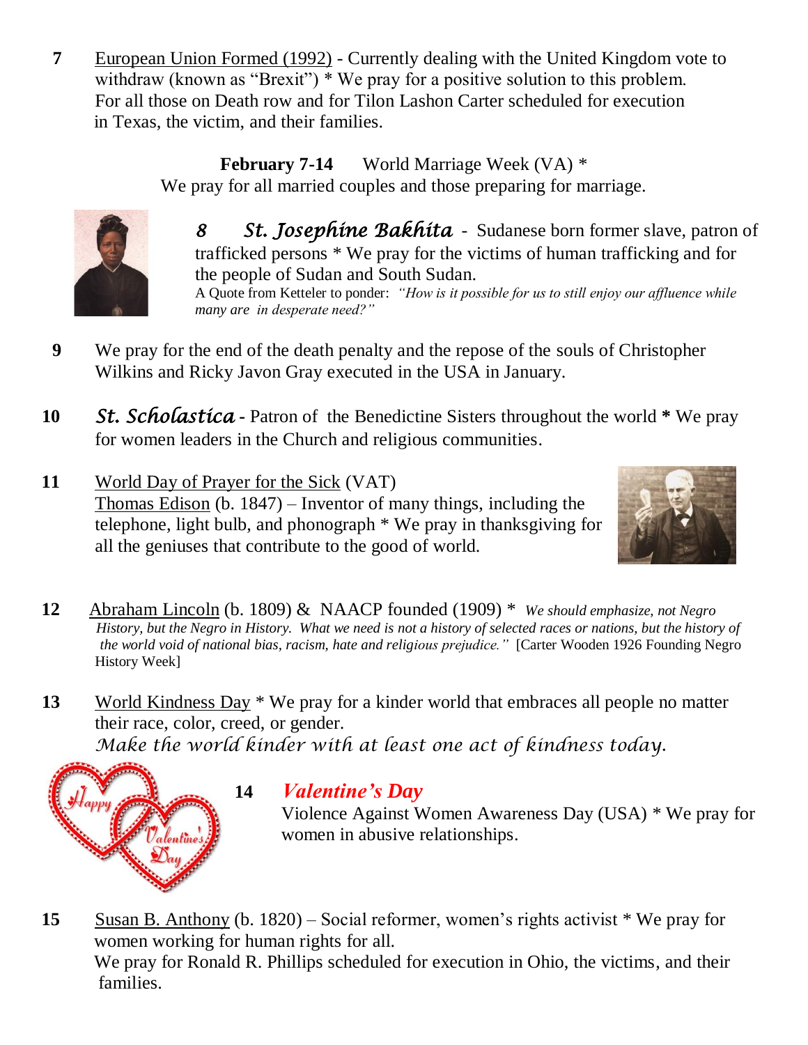**7** European Union Formed (1992) - Currently dealing with the United Kingdom vote to withdraw (known as "Brexit") * We pray for a positive solution to this problem. For all those on Death row and for Tilon Lashon Carter scheduled for execution in Texas, the victim, and their families.

**February 7-14** World Marriage Week (VA) *
We pray for all married couples and those preparing for marriage.

***8 St. Josephine Bakhita*** - Sudanese born former slave, patron of trafficked persons * We pray for the victims of human trafficking and for the people of Sudan and South Sudan.
A Quote from Ketteler to ponder: *"How is it possible for us to still enjoy our affluence while many are in desperate need?"*

**9** We pray for the end of the death penalty and the repose of the souls of Christopher Wilkins and Ricky Javon Gray executed in the USA in January.

**10** ***St. Scholastica*** - Patron of the Benedictine Sisters throughout the world **\*** We pray for women leaders in the Church and religious communities.

**11** World Day of Prayer for the Sick (VAT)
Thomas Edison (b. 1847) – Inventor of many things, including the telephone, light bulb, and phonograph * We pray in thanksgiving for all the geniuses that contribute to the good of world.

**12** Abraham Lincoln (b. 1809) & NAACP founded (1909) * *We should emphasize, not Negro History, but the Negro in History. What we need is not a history of selected races or nations, but the history of the world void of national bias, racism, hate and religious prejudice."* [Carter Wooden 1926 Founding Negro History Week]

**13** World Kindness Day * We pray for a kinder world that embraces all people no matter their race, color, creed, or gender.
*Make the world kinder with at least one act of kindness today.*

**14** ***Valentine's Day***
Violence Against Women Awareness Day (USA) * We pray for women in abusive relationships.

**15** Susan B. Anthony (b. 1820) – Social reformer, women's rights activist * We pray for women working for human rights for all.
We pray for Ronald R. Phillips scheduled for execution in Ohio, the victims, and their families.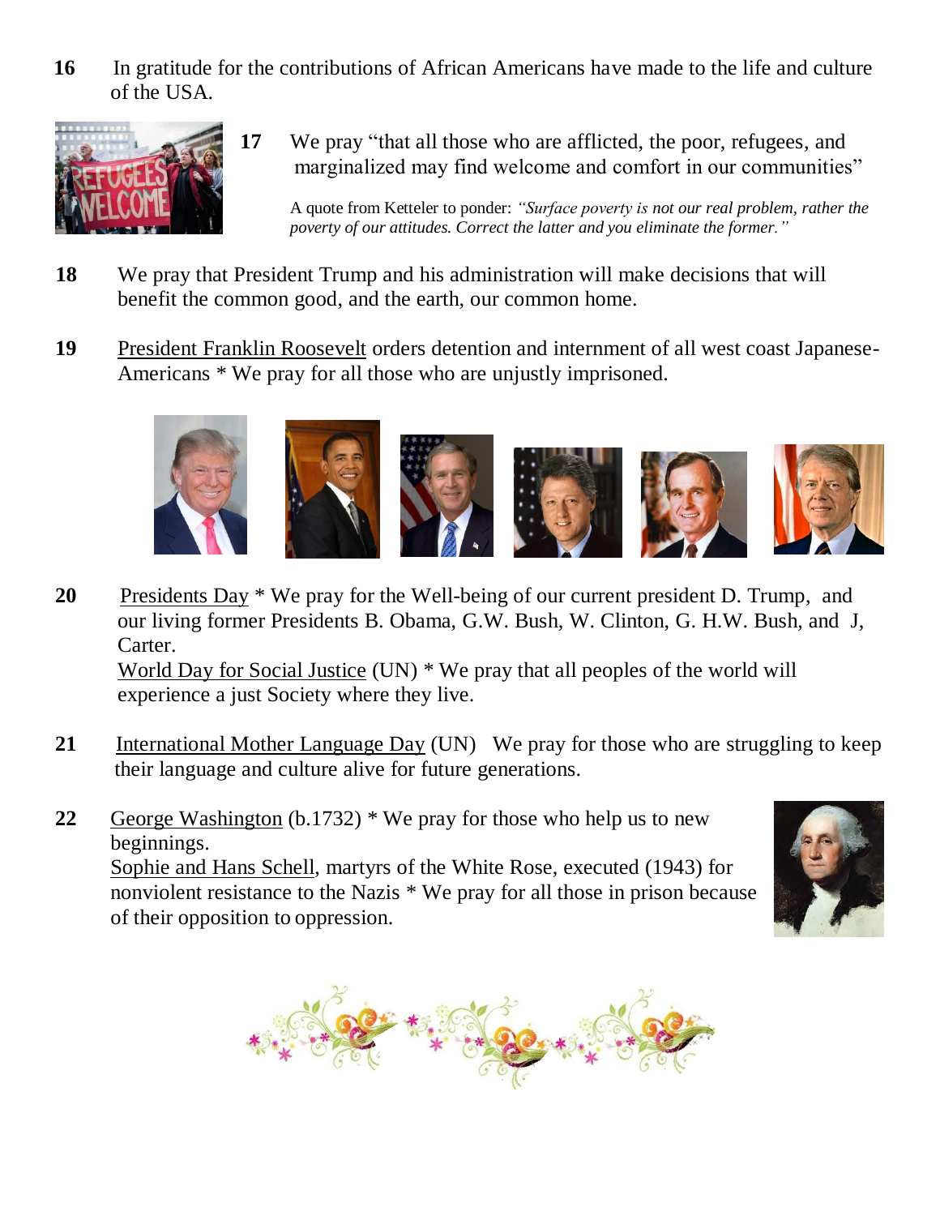**16** In gratitude for the contributions of African Americans have made to the life and culture of the USA.

**17** We pray "that all those who are afflicted, the poor, refugees, and marginalized may find welcome and comfort in our communities"

A quote from Ketteler to ponder: *"Surface poverty is not our real problem, rather the poverty of our attitudes. Correct the latter and you eliminate the former."*

**18** We pray that President Trump and his administration will make decisions that will benefit the common good, and the earth, our common home.

**19** President Franklin Roosevelt orders detention and internment of all west coast Japanese-Americans * We pray for all those who are unjustly imprisoned.

**20** Presidents Day * We pray for the Well-being of our current president D. Trump, and our living former Presidents B. Obama, G.W. Bush, W. Clinton, G. H.W. Bush, and J, Carter.

World Day for Social Justice (UN) * We pray that all peoples of the world will experience a just Society where they live.

**21** International Mother Language Day (UN) We pray for those who are struggling to keep their language and culture alive for future generations.

**22** George Washington (b.1732) * We pray for those who help us to new beginnings.

Sophie and Hans Schell, martyrs of the White Rose, executed (1943) for nonviolent resistance to the Nazis * We pray for all those in prison because of their opposition to oppression.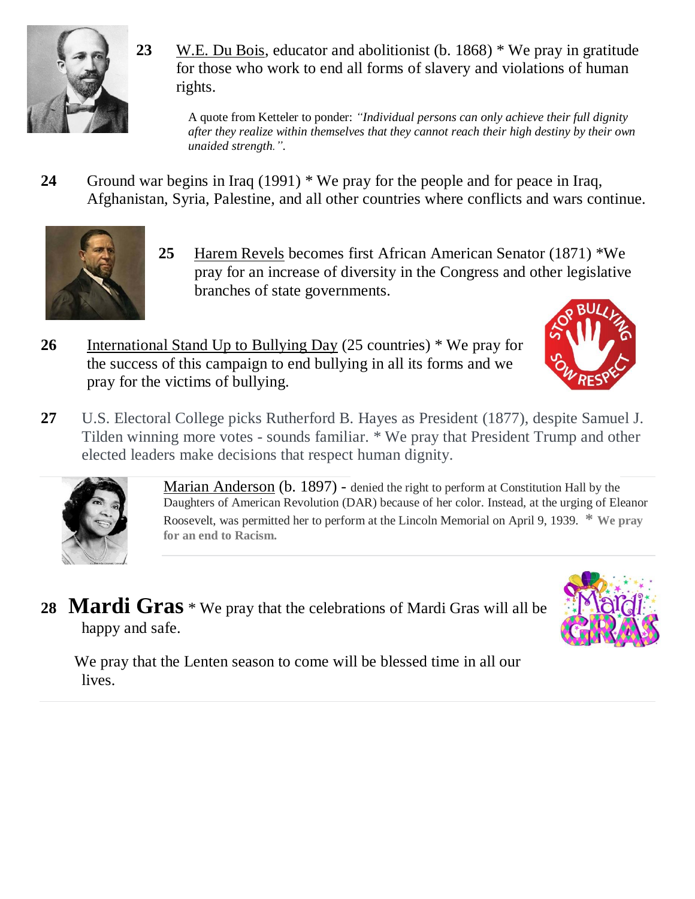**23** W.E. Du Bois, educator and abolitionist (b. 1868) * We pray in gratitude for those who work to end all forms of slavery and violations of human rights.

A quote from Ketteler to ponder: *"Individual persons can only achieve their full dignity after they realize within themselves that they cannot reach their high destiny by their own unaided strength."*.

**24** Ground war begins in Iraq (1991) * We pray for the people and for peace in Iraq, Afghanistan, Syria, Palestine, and all other countries where conflicts and wars continue.

**25** Harem Revels becomes first African American Senator (1871) *We pray for an increase of diversity in the Congress and other legislative branches of state governments.

**26** International Stand Up to Bullying Day (25 countries) * We pray for the success of this campaign to end bullying in all its forms and we pray for the victims of bullying.

**27** U.S. Electoral College picks Rutherford B. Hayes as President (1877), despite Samuel J. Tilden winning more votes - sounds familiar. * We pray that President Trump and other elected leaders make decisions that respect human dignity.

Marian Anderson (b. 1897) - denied the right to perform at Constitution Hall by the Daughters of American Revolution (DAR) because of her color. Instead, at the urging of Eleanor Roosevelt, was permitted her to perform at the Lincoln Memorial on April 9, 1939. * **We pray for an end to Racism.**

**28** **Mardi Gras** * We pray that the celebrations of Mardi Gras will all be happy and safe.

We pray that the Lenten season to come will be blessed time in all our lives.